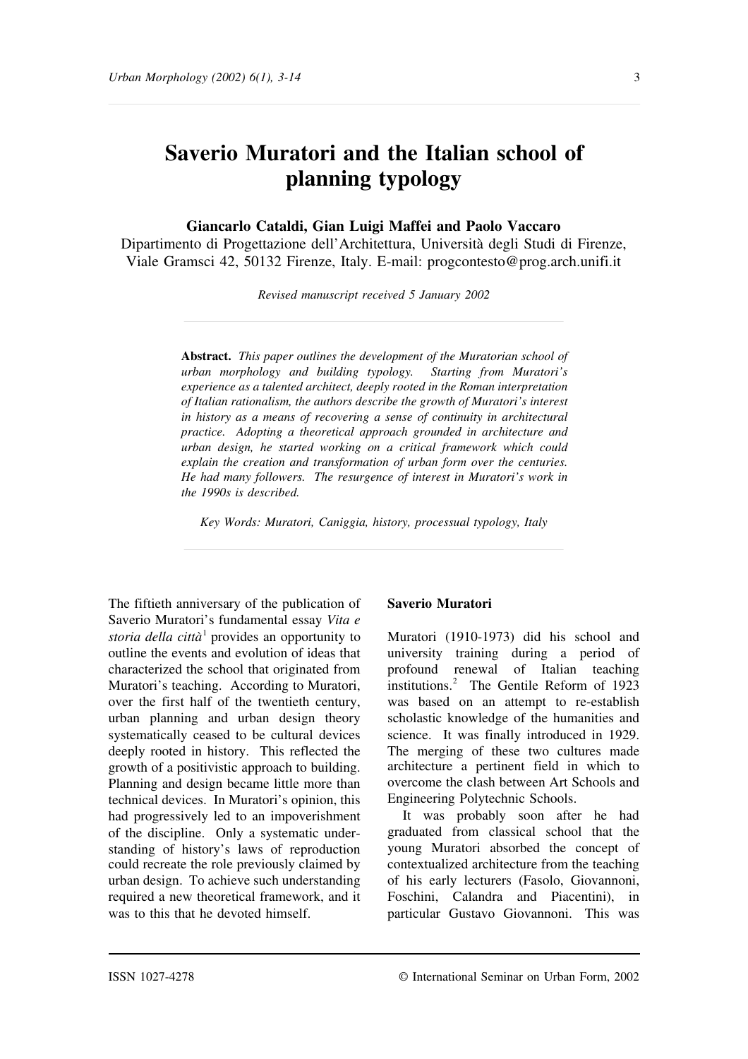# Saverio Muratori and the Italian school of planning typology

**Giancarlo Cataldi, Gian Luigi Maffei and Paolo Vaccaro**

Dipartimento di Progettazione dell'Architettura, Università degli Studi di Firenze, Viale Gramsci 42, 50132 Firenze, Italy. E-mail: progcontesto@prog.arch.unifi.it

*Revised manuscript received 5 January 2002*

**Abstract.** *This paper outlines the development of the Muratorian school of urban morphology and building typology. Starting from Muratori's experience as a talented architect, deeply rooted in the Roman interpretation of Italian rationalism, the authors describe the growth of Muratori's interest in history as a means of recovering a sense of continuity in architectural practice. Adopting a theoretical approach grounded in architecture and urban design, he started working on a critical framework which could explain the creation and transformation of urban form over the centuries. He had many followers. The resurgence of interest in Muratori's work in the 1990s is described.*

*Key Words: Muratori, Caniggia, history, processual typology, Italy*

The fiftieth anniversary of the publication of Saverio Muratori's fundamental essay *Vita e storia della città*[1] provides an opportunity to outline the events and evolution of ideas that characterized the school that originated from Muratori's teaching. According to Muratori, over the first half of the twentieth century, urban planning and urban design theory systematically ceased to be cultural devices deeply rooted in history. This reflected the growth of a positivistic approach to building. Planning and design became little more than technical devices. In Muratori's opinion, this had progressively led to an impoverishment of the discipline. Only a systematic understanding of history's laws of reproduction could recreate the role previously claimed by urban design. To achieve such understanding required a new theoretical framework, and it was to this that he devoted himself.

## Saverio Muratori

Muratori (1910-1973) did his school and university training during a period of profound renewal of Italian teaching institutions.[2] The Gentile Reform of 1923 was based on an attempt to re-establish scholastic knowledge of the humanities and science. It was finally introduced in 1929. The merging of these two cultures made architecture a pertinent field in which to overcome the clash between Art Schools and Engineering Polytechnic Schools.

It was probably soon after he had graduated from classical school that the young Muratori absorbed the concept of contextualized architecture from the teaching of his early lecturers (Fasolo, Giovannoni, Foschini, Calandra and Piacentini), in particular Gustavo Giovannoni. This was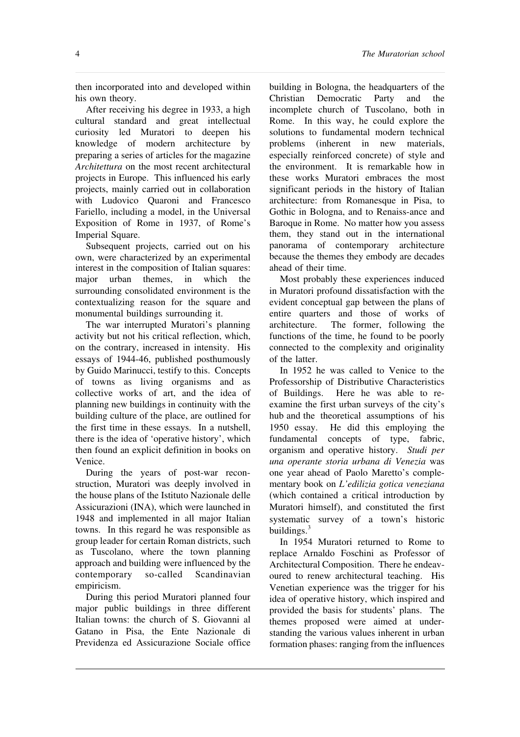then incorporated into and developed within his own theory.

After receiving his degree in 1933, a high cultural standard and great intellectual curiosity led Muratori to deepen his knowledge of modern architecture by preparing a series of articles for the magazine *Architettura* on the most recent architectural projects in Europe. This influenced his early projects, mainly carried out in collaboration with Ludovico Quaroni and Francesco Fariello, including a model, in the Universal Exposition of Rome in 1937, of Rome's Imperial Square.

Subsequent projects, carried out on his own, were characterized by an experimental interest in the composition of Italian squares: major urban themes, in which the surrounding consolidated environment is the contextualizing reason for the square and monumental buildings surrounding it.

The war interrupted Muratori's planning activity but not his critical reflection, which, on the contrary, increased in intensity. His essays of 1944-46, published posthumously by Guido Marinucci, testify to this. Concepts of towns as living organisms and as collective works of art, and the idea of planning new buildings in continuity with the building culture of the place, are outlined for the first time in these essays. In a nutshell, there is the idea of 'operative history', which then found an explicit definition in books on Venice.

During the years of post-war reconstruction, Muratori was deeply involved in the house plans of the Istituto Nazionale delle Assicurazioni (INA), which were launched in 1948 and implemented in all major Italian towns. In this regard he was responsible as group leader for certain Roman districts, such as Tuscolano, where the town planning approach and building were influenced by the contemporary so-called Scandinavian empiricism.

During this period Muratori planned four major public buildings in three different Italian towns: the church of S. Giovanni al Gatano in Pisa, the Ente Nazionale di Previdenza ed Assicurazione Sociale office building in Bologna, the headquarters of the Christian Democratic Party and the incomplete church of Tuscolano, both in Rome. In this way, he could explore the solutions to fundamental modern technical problems (inherent in new materials, especially reinforced concrete) of style and the environment. It is remarkable how in these works Muratori embraces the most significant periods in the history of Italian architecture: from Romanesque in Pisa, to Gothic in Bologna, and to Renaiss-ance and Baroque in Rome. No matter how you assess them, they stand out in the international panorama of contemporary architecture because the themes they embody are decades ahead of their time.

Most probably these experiences induced in Muratori profound dissatisfaction with the evident conceptual gap between the plans of entire quarters and those of works of architecture. The former, following the functions of the time, he found to be poorly connected to the complexity and originality of the latter.

In 1952 he was called to Venice to the Professorship of Distributive Characteristics of Buildings. Here he was able to re-examine the first urban surveys of the city's hub and the theoretical assumptions of his 1950 essay. He did this employing the fundamental concepts of type, fabric, organism and operative history. *Studi per una operante storia urbana di Venezia* was one year ahead of Paolo Maretto's complementary book on *L'edilizia gotica veneziana* (which contained a critical introduction by Muratori himself), and constituted the first systematic survey of a town's historic buildings.[3]

In 1954 Muratori returned to Rome to replace Arnaldo Foschini as Professor of Architectural Composition. There he endeavoured to renew architectural teaching. His Venetian experience was the trigger for his idea of operative history, which inspired and provided the basis for students' plans. The themes proposed were aimed at understanding the various values inherent in urban formation phases: ranging from the influences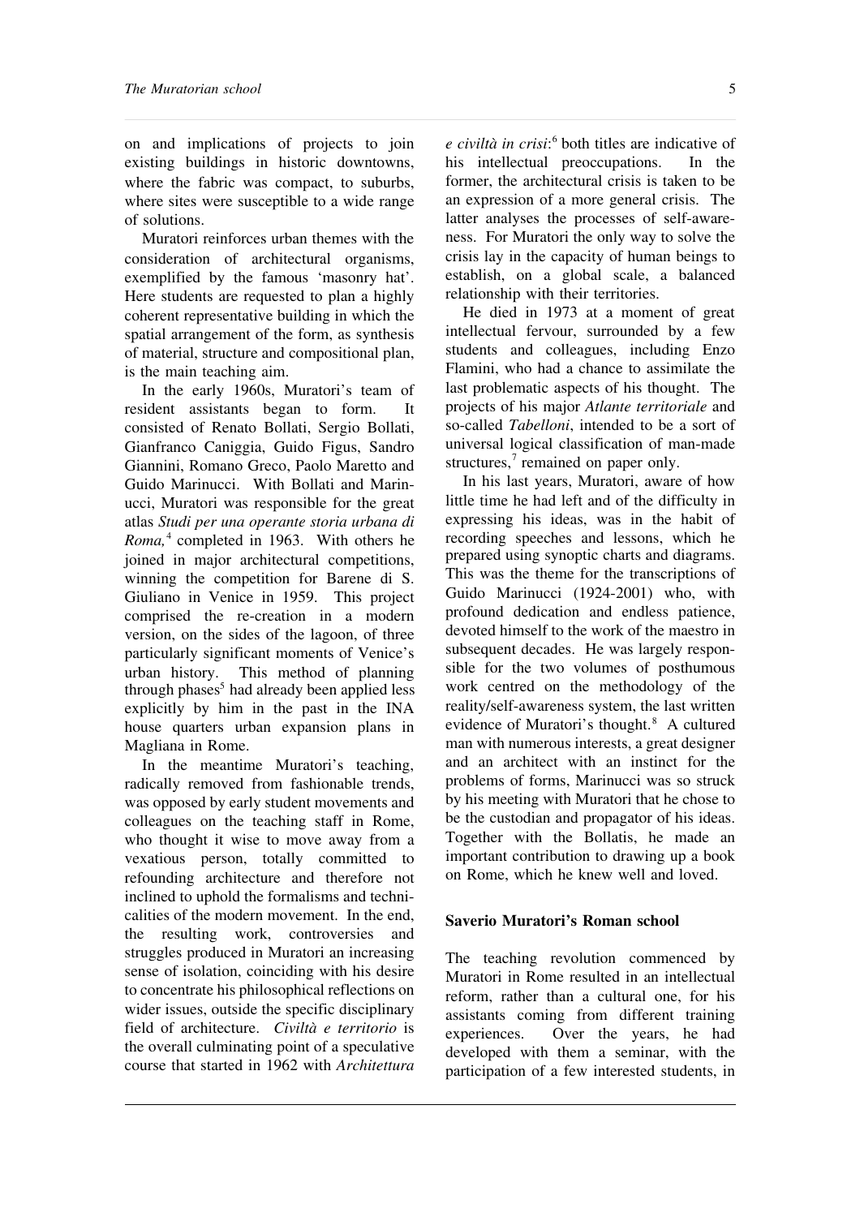on and implications of projects to join existing buildings in historic downtowns, where the fabric was compact, to suburbs, where sites were susceptible to a wide range of solutions.

Muratori reinforces urban themes with the consideration of architectural organisms, exemplified by the famous 'masonry hat'. Here students are requested to plan a highly coherent representative building in which the spatial arrangement of the form, as synthesis of material, structure and compositional plan, is the main teaching aim.

In the early 1960s, Muratori's team of resident assistants began to form. It consisted of Renato Bollati, Sergio Bollati, Gianfranco Caniggia, Guido Figus, Sandro Giannini, Romano Greco, Paolo Maretto and Guido Marinucci. With Bollati and Marinucci, Muratori was responsible for the great atlas *Studi per una operante storia urbana di Roma,*[4] completed in 1963. With others he joined in major architectural competitions, winning the competition for Barene di S. Giuliano in Venice in 1959. This project comprised the re-creation in a modern version, on the sides of the lagoon, of three particularly significant moments of Venice's urban history. This method of planning through phases[5] had already been applied less explicitly by him in the past in the INA house quarters urban expansion plans in Magliana in Rome.

In the meantime Muratori's teaching, radically removed from fashionable trends, was opposed by early student movements and colleagues on the teaching staff in Rome, who thought it wise to move away from a vexatious person, totally committed to refounding architecture and therefore not inclined to uphold the formalisms and technicalities of the modern movement. In the end, the resulting work, controversies and struggles produced in Muratori an increasing sense of isolation, coinciding with his desire to concentrate his philosophical reflections on wider issues, outside the specific disciplinary field of architecture. *Civiltà e territorio* is the overall culminating point of a speculative course that started in 1962 with *Architettura e civiltà in crisi*:[6] both titles are indicative of his intellectual preoccupations. In the former, the architectural crisis is taken to be an expression of a more general crisis. The latter analyses the processes of self-awareness. For Muratori the only way to solve the crisis lay in the capacity of human beings to establish, on a global scale, a balanced relationship with their territories.

He died in 1973 at a moment of great intellectual fervour, surrounded by a few students and colleagues, including Enzo Flamini, who had a chance to assimilate the last problematic aspects of his thought. The projects of his major *Atlante territoriale* and so-called *Tabelloni*, intended to be a sort of universal logical classification of man-made structures,[7] remained on paper only.

In his last years, Muratori, aware of how little time he had left and of the difficulty in expressing his ideas, was in the habit of recording speeches and lessons, which he prepared using synoptic charts and diagrams. This was the theme for the transcriptions of Guido Marinucci (1924-2001) who, with profound dedication and endless patience, devoted himself to the work of the maestro in subsequent decades. He was largely responsible for the two volumes of posthumous work centred on the methodology of the reality/self-awareness system, the last written evidence of Muratori's thought.[8] A cultured man with numerous interests, a great designer and an architect with an instinct for the problems of forms, Marinucci was so struck by his meeting with Muratori that he chose to be the custodian and propagator of his ideas. Together with the Bollatis, he made an important contribution to drawing up a book on Rome, which he knew well and loved.

## Saverio Muratori's Roman school

The teaching revolution commenced by Muratori in Rome resulted in an intellectual reform, rather than a cultural one, for his assistants coming from different training experiences. Over the years, he had developed with them a seminar, with the participation of a few interested students, in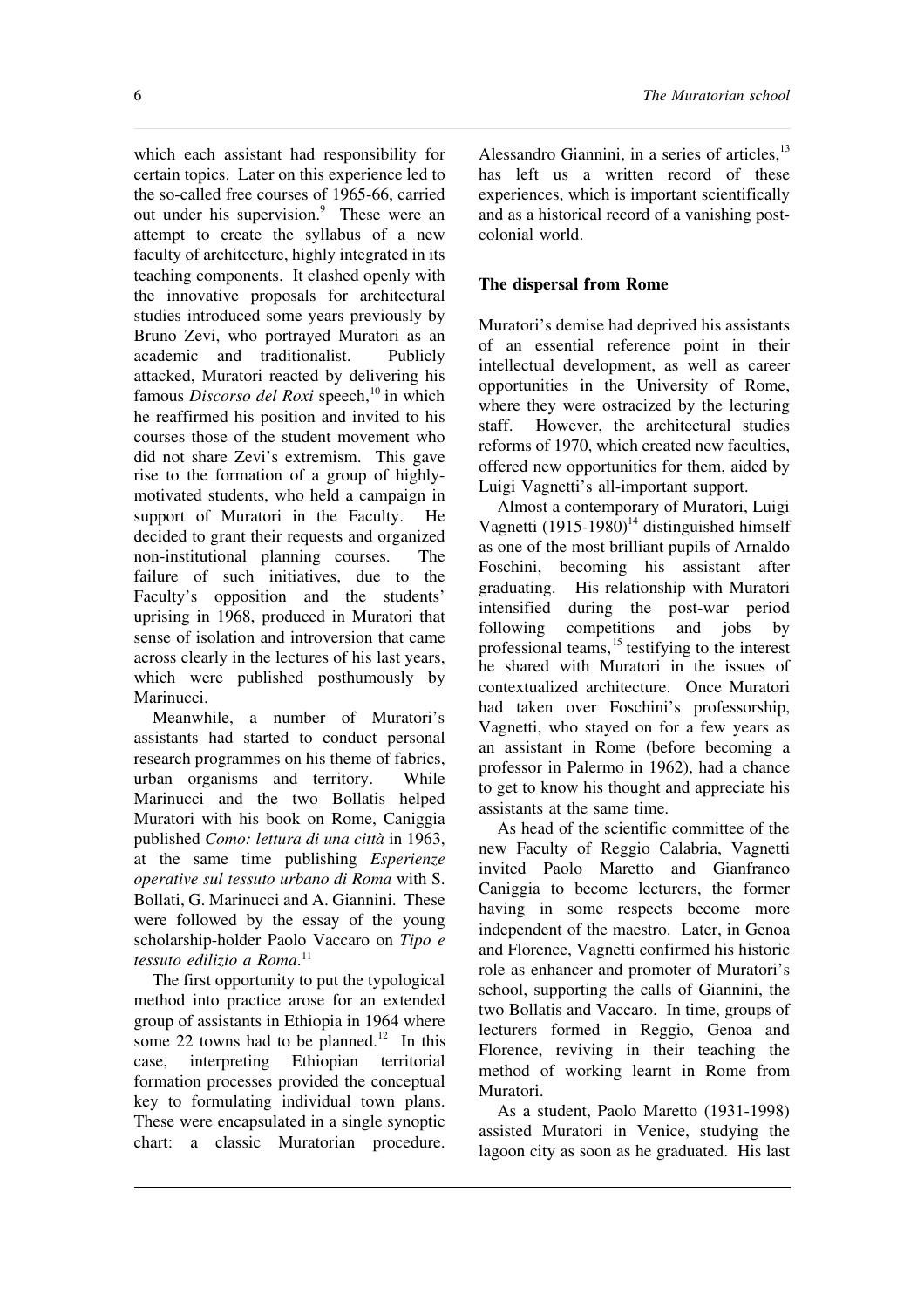which each assistant had responsibility for certain topics. Later on this experience led to the so-called free courses of 1965-66, carried out under his supervision.[9] These were an attempt to create the syllabus of a new faculty of architecture, highly integrated in its teaching components. It clashed openly with the innovative proposals for architectural studies introduced some years previously by Bruno Zevi, who portrayed Muratori as an academic and traditionalist. Publicly attacked, Muratori reacted by delivering his famous *Discorso del Roxi* speech,[10] in which he reaffirmed his position and invited to his courses those of the student movement who did not share Zevi's extremism. This gave rise to the formation of a group of highly-motivated students, who held a campaign in support of Muratori in the Faculty. He decided to grant their requests and organized non-institutional planning courses. The failure of such initiatives, due to the Faculty's opposition and the students' uprising in 1968, produced in Muratori that sense of isolation and introversion that came across clearly in the lectures of his last years, which were published posthumously by Marinucci.

Meanwhile, a number of Muratori's assistants had started to conduct personal research programmes on his theme of fabrics, urban organisms and territory. While Marinucci and the two Bollatis helped Muratori with his book on Rome, Caniggia published *Como: lettura di una città* in 1963, at the same time publishing *Esperienze operative sul tessuto urbano di Roma* with S. Bollati, G. Marinucci and A. Giannini. These were followed by the essay of the young scholarship-holder Paolo Vaccaro on *Tipo e tessuto edilizio a Roma*.[11]

The first opportunity to put the typological method into practice arose for an extended group of assistants in Ethiopia in 1964 where some 22 towns had to be planned.[12] In this case, interpreting Ethiopian territorial formation processes provided the conceptual key to formulating individual town plans. These were encapsulated in a single synoptic chart: a classic Muratorian procedure. Alessandro Giannini, in a series of articles,[13] has left us a written record of these experiences, which is important scientifically and as a historical record of a vanishing post-colonial world.

## The dispersal from Rome

Muratori's demise had deprived his assistants of an essential reference point in their intellectual development, as well as career opportunities in the University of Rome, where they were ostracized by the lecturing staff. However, the architectural studies reforms of 1970, which created new faculties, offered new opportunities for them, aided by Luigi Vagnetti's all-important support.

Almost a contemporary of Muratori, Luigi Vagnetti (1915-1980)[14] distinguished himself as one of the most brilliant pupils of Arnaldo Foschini, becoming his assistant after graduating. His relationship with Muratori intensified during the post-war period following competitions and jobs by professional teams,[15] testifying to the interest he shared with Muratori in the issues of contextualized architecture. Once Muratori had taken over Foschini's professorship, Vagnetti, who stayed on for a few years as an assistant in Rome (before becoming a professor in Palermo in 1962), had a chance to get to know his thought and appreciate his assistants at the same time.

As head of the scientific committee of the new Faculty of Reggio Calabria, Vagnetti invited Paolo Maretto and Gianfranco Caniggia to become lecturers, the former having in some respects become more independent of the maestro. Later, in Genoa and Florence, Vagnetti confirmed his historic role as enhancer and promoter of Muratori's school, supporting the calls of Giannini, the two Bollatis and Vaccaro. In time, groups of lecturers formed in Reggio, Genoa and Florence, reviving in their teaching the method of working learnt in Rome from Muratori.

As a student, Paolo Maretto (1931-1998) assisted Muratori in Venice, studying the lagoon city as soon as he graduated. His last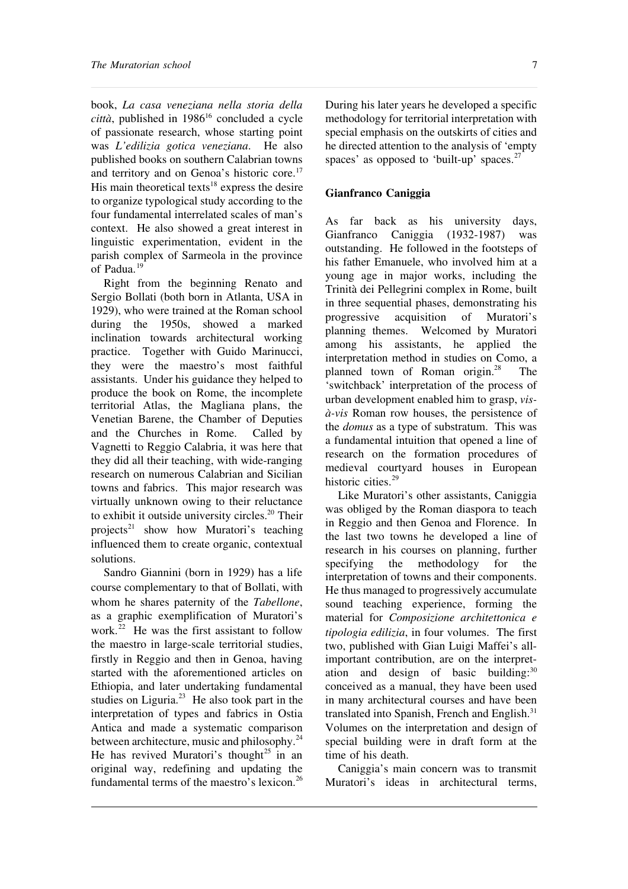book, *La casa veneziana nella storia della città*, published in 1986[16] concluded a cycle of passionate research, whose starting point was *L'edilizia gotica veneziana*. He also published books on southern Calabrian towns and territory and on Genoa's historic core.[17] His main theoretical texts[18] express the desire to organize typological study according to the four fundamental interrelated scales of man's context. He also showed a great interest in linguistic experimentation, evident in the parish complex of Sarmeola in the province of Padua.[19]

Right from the beginning Renato and Sergio Bollati (both born in Atlanta, USA in 1929), who were trained at the Roman school during the 1950s, showed a marked inclination towards architectural working practice. Together with Guido Marinucci, they were the maestro's most faithful assistants. Under his guidance they helped to produce the book on Rome, the incomplete territorial Atlas, the Magliana plans, the Venetian Barene, the Chamber of Deputies and the Churches in Rome. Called by Vagnetti to Reggio Calabria, it was here that they did all their teaching, with wide-ranging research on numerous Calabrian and Sicilian towns and fabrics. This major research was virtually unknown owing to their reluctance to exhibit it outside university circles.[20] Their projects[21] show how Muratori's teaching influenced them to create organic, contextual solutions.

Sandro Giannini (born in 1929) has a life course complementary to that of Bollati, with whom he shares paternity of the *Tabellone*, as a graphic exemplification of Muratori's work.[22] He was the first assistant to follow the maestro in large-scale territorial studies, firstly in Reggio and then in Genoa, having started with the aforementioned articles on Ethiopia, and later undertaking fundamental studies on Liguria.[23] He also took part in the interpretation of types and fabrics in Ostia Antica and made a systematic comparison between architecture, music and philosophy.[24] He has revived Muratori's thought[25] in an original way, redefining and updating the fundamental terms of the maestro's lexicon.[26] During his later years he developed a specific methodology for territorial interpretation with special emphasis on the outskirts of cities and he directed attention to the analysis of 'empty spaces' as opposed to 'built-up' spaces.[27]

## Gianfranco Caniggia

As far back as his university days, Gianfranco Caniggia (1932-1987) was outstanding. He followed in the footsteps of his father Emanuele, who involved him at a young age in major works, including the Trinità dei Pellegrini complex in Rome, built in three sequential phases, demonstrating his progressive acquisition of Muratori's planning themes. Welcomed by Muratori among his assistants, he applied the interpretation method in studies on Como, a planned town of Roman origin.[28] The 'switchback' interpretation of the process of urban development enabled him to grasp, *vis-à-vis* Roman row houses, the persistence of the *domus* as a type of substratum. This was a fundamental intuition that opened a line of research on the formation procedures of medieval courtyard houses in European historic cities.[29]

Like Muratori's other assistants, Caniggia was obliged by the Roman diaspora to teach in Reggio and then Genoa and Florence. In the last two towns he developed a line of research in his courses on planning, further specifying the methodology for the interpretation of towns and their components. He thus managed to progressively accumulate sound teaching experience, forming the material for *Composizione architettonica e tipologia edilizia*, in four volumes. The first two, published with Gian Luigi Maffei's all-important contribution, are on the interpretation and design of basic building:[30] conceived as a manual, they have been used in many architectural courses and have been translated into Spanish, French and English.[31] Volumes on the interpretation and design of special building were in draft form at the time of his death.

Caniggia's main concern was to transmit Muratori's ideas in architectural terms,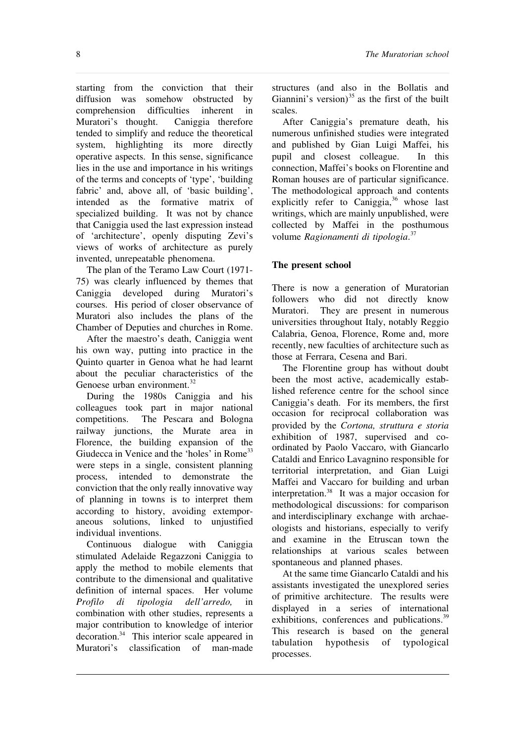starting from the conviction that their diffusion was somehow obstructed by comprehension difficulties inherent in Muratori's thought. Caniggia therefore tended to simplify and reduce the theoretical system, highlighting its more directly operative aspects. In this sense, significance lies in the use and importance in his writings of the terms and concepts of 'type', 'building fabric' and, above all, of 'basic building', intended as the formative matrix of specialized building. It was not by chance that Caniggia used the last expression instead of 'architecture', openly disputing Zevi's views of works of architecture as purely invented, unrepeatable phenomena.

The plan of the Teramo Law Court (1971-75) was clearly influenced by themes that Caniggia developed during Muratori's courses. His period of closer observance of Muratori also includes the plans of the Chamber of Deputies and churches in Rome.

After the maestro's death, Caniggia went his own way, putting into practice in the Quinto quarter in Genoa what he had learnt about the peculiar characteristics of the Genoese urban environment.[32]

During the 1980s Caniggia and his colleagues took part in major national competitions. The Pescara and Bologna railway junctions, the Murate area in Florence, the building expansion of the Giudecca in Venice and the 'holes' in Rome[33] were steps in a single, consistent planning process, intended to demonstrate the conviction that the only really innovative way of planning in towns is to interpret them according to history, avoiding extemporaneous solutions, linked to unjustified individual inventions.

Continuous dialogue with Caniggia stimulated Adelaide Regazzoni Caniggia to apply the method to mobile elements that contribute to the dimensional and qualitative definition of internal spaces. Her volume *Profilo di tipologia dell'arredo,* in combination with other studies, represents a major contribution to knowledge of interior decoration.[34] This interior scale appeared in Muratori's classification of man-made structures (and also in the Bollatis and Giannini's version)[35] as the first of the built scales.

After Caniggia's premature death, his numerous unfinished studies were integrated and published by Gian Luigi Maffei, his pupil and closest colleague. In this connection, Maffei's books on Florentine and Roman houses are of particular significance. The methodological approach and contents explicitly refer to Caniggia,[36] whose last writings, which are mainly unpublished, were collected by Maffei in the posthumous volume *Ragionamenti di tipologia*.[37]

## The present school

There is now a generation of Muratorian followers who did not directly know Muratori. They are present in numerous universities throughout Italy, notably Reggio Calabria, Genoa, Florence, Rome and, more recently, new faculties of architecture such as those at Ferrara, Cesena and Bari.

The Florentine group has without doubt been the most active, academically established reference centre for the school since Caniggia's death. For its members, the first occasion for reciprocal collaboration was provided by the *Cortona, struttura e storia* exhibition of 1987, supervised and co-ordinated by Paolo Vaccaro, with Giancarlo Cataldi and Enrico Lavagnino responsible for territorial interpretation, and Gian Luigi Maffei and Vaccaro for building and urban interpretation.[38] It was a major occasion for methodological discussions: for comparison and interdisciplinary exchange with archaeologists and historians, especially to verify and examine in the Etruscan town the relationships at various scales between spontaneous and planned phases.

At the same time Giancarlo Cataldi and his assistants investigated the unexplored series of primitive architecture. The results were displayed in a series of international exhibitions, conferences and publications.[39] This research is based on the general tabulation hypothesis of typological processes.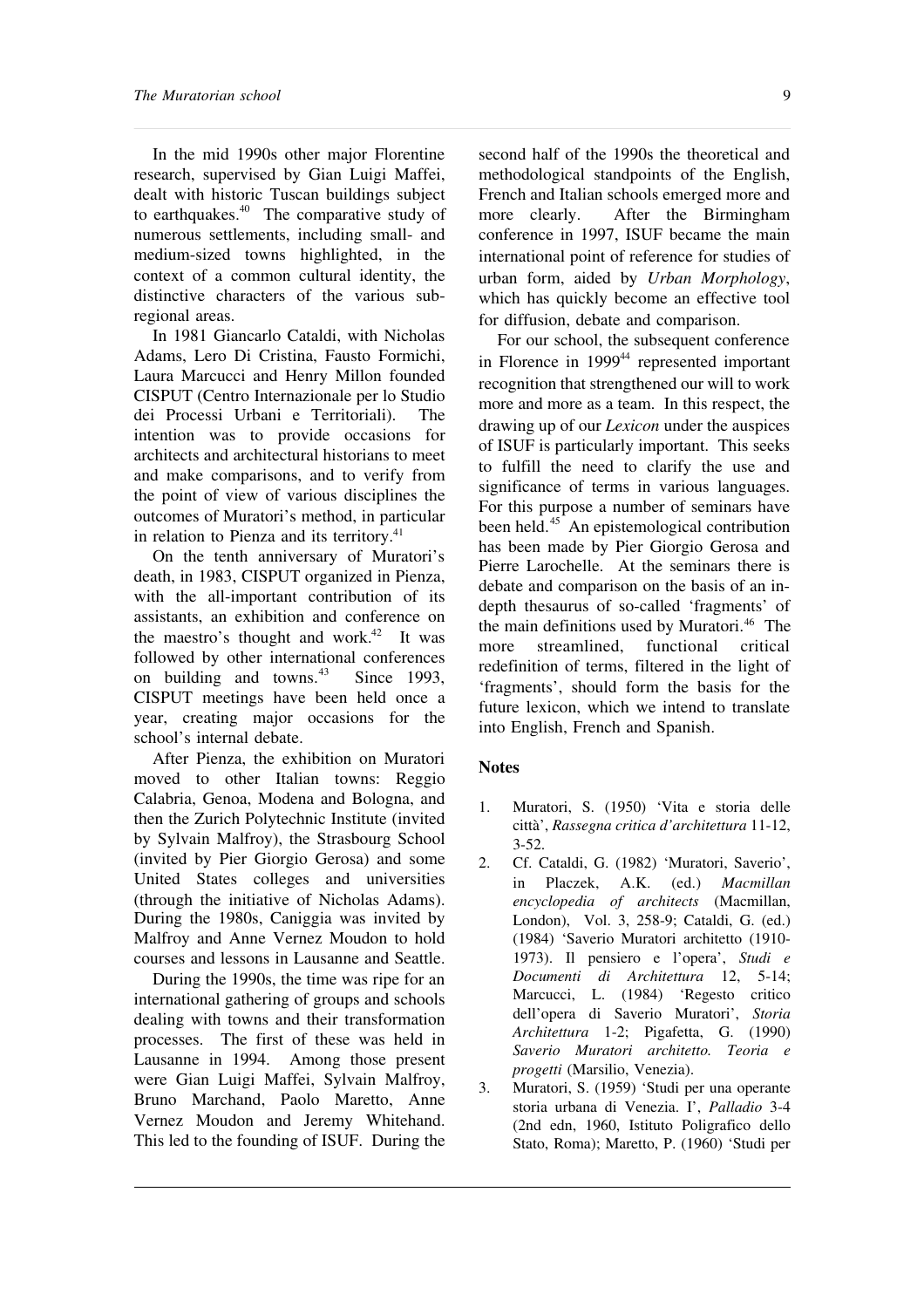In the mid 1990s other major Florentine research, supervised by Gian Luigi Maffei, dealt with historic Tuscan buildings subject to earthquakes.[40] The comparative study of numerous settlements, including small- and medium-sized towns highlighted, in the context of a common cultural identity, the distinctive characters of the various sub-regional areas.

In 1981 Giancarlo Cataldi, with Nicholas Adams, Lero Di Cristina, Fausto Formichi, Laura Marcucci and Henry Millon founded CISPUT (Centro Internazionale per lo Studio dei Processi Urbani e Territoriali). The intention was to provide occasions for architects and architectural historians to meet and make comparisons, and to verify from the point of view of various disciplines the outcomes of Muratori's method, in particular in relation to Pienza and its territory.[41]

On the tenth anniversary of Muratori's death, in 1983, CISPUT organized in Pienza, with the all-important contribution of its assistants, an exhibition and conference on the maestro's thought and work.[42] It was followed by other international conferences on building and towns.[43] Since 1993, CISPUT meetings have been held once a year, creating major occasions for the school's internal debate.

After Pienza, the exhibition on Muratori moved to other Italian towns: Reggio Calabria, Genoa, Modena and Bologna, and then the Zurich Polytechnic Institute (invited by Sylvain Malfroy), the Strasbourg School (invited by Pier Giorgio Gerosa) and some United States colleges and universities (through the initiative of Nicholas Adams). During the 1980s, Caniggia was invited by Malfroy and Anne Vernez Moudon to hold courses and lessons in Lausanne and Seattle.

During the 1990s, the time was ripe for an international gathering of groups and schools dealing with towns and their transformation processes. The first of these was held in Lausanne in 1994. Among those present were Gian Luigi Maffei, Sylvain Malfroy, Bruno Marchand, Paolo Maretto, Anne Vernez Moudon and Jeremy Whitehand. This led to the founding of ISUF. During the second half of the 1990s the theoretical and methodological standpoints of the English, French and Italian schools emerged more and more clearly. After the Birmingham conference in 1997, ISUF became the main international point of reference for studies of urban form, aided by *Urban Morphology*, which has quickly become an effective tool for diffusion, debate and comparison.

For our school, the subsequent conference in Florence in 1999[44] represented important recognition that strengthened our will to work more and more as a team. In this respect, the drawing up of our *Lexicon* under the auspices of ISUF is particularly important. This seeks to fulfill the need to clarify the use and significance of terms in various languages. For this purpose a number of seminars have been held.[45] An epistemological contribution has been made by Pier Giorgio Gerosa and Pierre Larochelle. At the seminars there is debate and comparison on the basis of an in-depth thesaurus of so-called 'fragments' of the main definitions used by Muratori.[46] The more streamlined, functional critical redefinition of terms, filtered in the light of 'fragments', should form the basis for the future lexicon, which we intend to translate into English, French and Spanish.

## Notes

1. Muratori, S. (1950) 'Vita e storia delle città', *Rassegna critica d'architettura* 11-12, 3-52.
2. Cf. Cataldi, G. (1982) 'Muratori, Saverio', in Placzek, A.K. (ed.) *Macmillan encyclopedia of architects* (Macmillan, London), Vol. 3, 258-9; Cataldi, G. (ed.) (1984) 'Saverio Muratori architetto (1910-1973). Il pensiero e l'opera', *Studi e Documenti di Architettura* 12, 5-14; Marcucci, L. (1984) 'Regesto critico dell'opera di Saverio Muratori', *Storia Architettura* 1-2; Pigafetta, G. (1990) *Saverio Muratori architetto. Teoria e progetti* (Marsilio, Venezia).
3. Muratori, S. (1959) 'Studi per una operante storia urbana di Venezia. I', *Palladio* 3-4 (2nd edn, 1960, Istituto Poligrafico dello Stato, Roma); Maretto, P. (1960) 'Studi per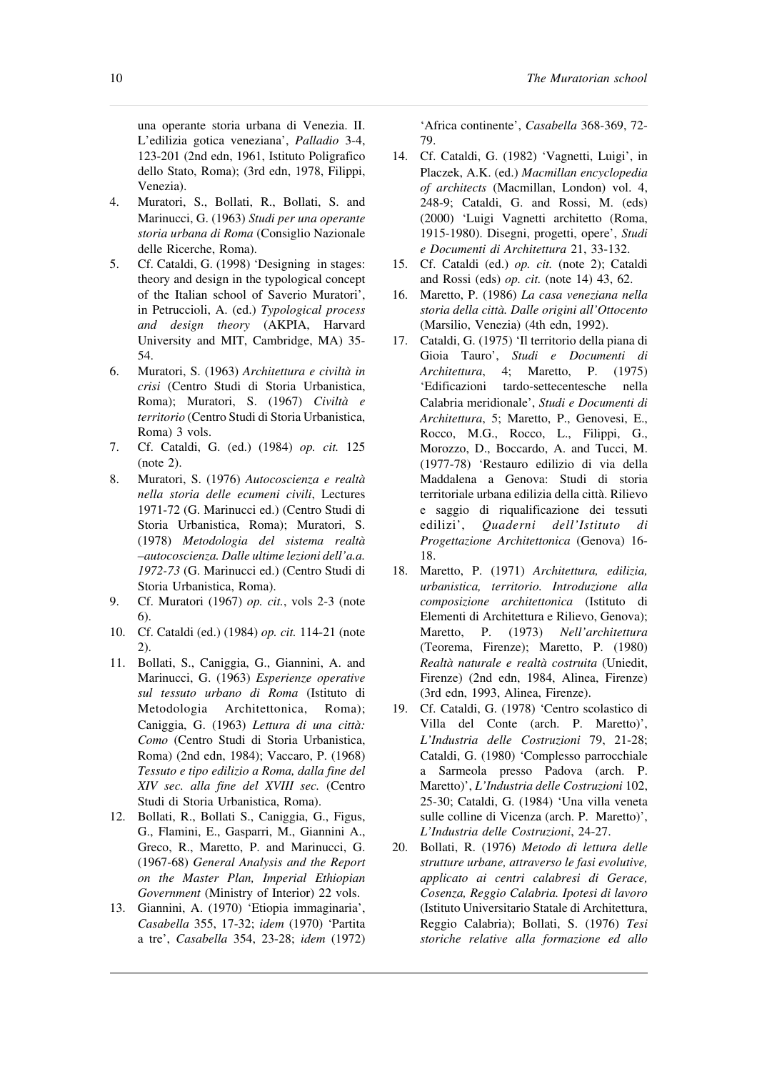una operante storia urbana di Venezia. II. L'edilizia gotica veneziana', *Palladio* 3-4, 123-201 (2nd edn, 1961, Istituto Poligrafico dello Stato, Roma); (3rd edn, 1978, Filippi, Venezia).

4. Muratori, S., Bollati, R., Bollati, S. and Marinucci, G. (1963) *Studi per una operante storia urbana di Roma* (Consiglio Nazionale delle Ricerche, Roma).
5. Cf. Cataldi, G. (1998) 'Designing in stages: theory and design in the typological concept of the Italian school of Saverio Muratori', in Petruccioli, A. (ed.) *Typological process and design theory* (AKPIA, Harvard University and MIT, Cambridge, MA) 35-54.
6. Muratori, S. (1963) *Architettura e civiltà in crisi* (Centro Studi di Storia Urbanistica, Roma); Muratori, S. (1967) *Civiltà e territorio* (Centro Studi di Storia Urbanistica, Roma) 3 vols.
7. Cf. Cataldi, G. (ed.) (1984) *op. cit.* 125 (note 2).
8. Muratori, S. (1976) *Autocoscienza e realtà nella storia delle ecumeni civili*, Lectures 1971-72 (G. Marinucci ed.) (Centro Studi di Storia Urbanistica, Roma); Muratori, S. (1978) *Metodologia del sistema realtà –autocoscienza. Dalle ultime lezioni dell'a.a. 1972-73* (G. Marinucci ed.) (Centro Studi di Storia Urbanistica, Roma).
9. Cf. Muratori (1967) *op. cit.*, vols 2-3 (note 6).
10. Cf. Cataldi (ed.) (1984) *op. cit.* 114-21 (note 2).
11. Bollati, S., Caniggia, G., Giannini, A. and Marinucci, G. (1963) *Esperienze operative sul tessuto urbano di Roma* (Istituto di Metodologia Architettonica, Roma); Caniggia, G. (1963) *Lettura di una città: Como* (Centro Studi di Storia Urbanistica, Roma) (2nd edn, 1984); Vaccaro, P. (1968) *Tessuto e tipo edilizio a Roma, dalla fine del XIV sec. alla fine del XVIII sec.* (Centro Studi di Storia Urbanistica, Roma).
12. Bollati, R., Bollati S., Caniggia, G., Figus, G., Flamini, E., Gasparri, M., Giannini A., Greco, R., Maretto, P. and Marinucci, G. (1967-68) *General Analysis and the Report on the Master Plan, Imperial Ethiopian Government* (Ministry of Interior) 22 vols.
13. Giannini, A. (1970) 'Etiopia immaginaria', *Casabella* 355, 17-32; *idem* (1970) 'Partita a tre', *Casabella* 354, 23-28; *idem* (1972) 'Africa continente', *Casabella* 368-369, 72-79.
14. Cf. Cataldi, G. (1982) 'Vagnetti, Luigi', in Placzek, A.K. (ed.) *Macmillan encyclopedia of architects* (Macmillan, London) vol. 4, 248-9; Cataldi, G. and Rossi, M. (eds) (2000) 'Luigi Vagnetti architetto (Roma, 1915-1980). Disegni, progetti, opere', *Studi e Documenti di Architettura* 21, 33-132.
15. Cf. Cataldi (ed.) *op. cit.* (note 2); Cataldi and Rossi (eds) *op. cit.* (note 14) 43, 62.
16. Maretto, P. (1986) *La casa veneziana nella storia della città. Dalle origini all'Ottocento* (Marsilio, Venezia) (4th edn, 1992).
17. Cataldi, G. (1975) 'Il territorio della piana di Gioia Tauro', *Studi e Documenti di Architettura*, 4; Maretto, P. (1975) 'Edificazioni tardo-settecentesche nella Calabria meridionale', *Studi e Documenti di Architettura*, 5; Maretto, P., Genovesi, E., Rocco, M.G., Rocco, L., Filippi, G., Morozzo, D., Boccardo, A. and Tucci, M. (1977-78) 'Restauro edilizio di via della Maddalena a Genova: Studi di storia territoriale urbana edilizia della città. Rilievo e saggio di riqualificazione dei tessuti edilizi', *Quaderni dell'Istituto di Progettazione Architettonica* (Genova) 16-18.
18. Maretto, P. (1971) *Architettura, edilizia, urbanistica, territorio. Introduzione alla composizione architettonica* (Istituto di Elementi di Architettura e Rilievo, Genova); Maretto, P. (1973) *Nell'architettura* (Teorema, Firenze); Maretto, P. (1980) *Realtà naturale e realtà costruita* (Uniedit, Firenze) (2nd edn, 1984, Alinea, Firenze) (3rd edn, 1993, Alinea, Firenze).
19. Cf. Cataldi, G. (1978) 'Centro scolastico di Villa del Conte (arch. P. Maretto)', *L'Industria delle Costruzioni* 79, 21-28; Cataldi, G. (1980) 'Complesso parrocchiale a Sarmeola presso Padova (arch. P. Maretto)', *L'Industria delle Costruzioni* 102, 25-30; Cataldi, G. (1984) 'Una villa veneta sulle colline di Vicenza (arch. P. Maretto)', *L'Industria delle Costruzioni*, 24-27.
20. Bollati, R. (1976) *Metodo di lettura delle strutture urbane, attraverso le fasi evolutive, applicato ai centri calabresi di Gerace, Cosenza, Reggio Calabria. Ipotesi di lavoro* (Istituto Universitario Statale di Architettura, Reggio Calabria); Bollati, S. (1976) *Tesi storiche relative alla formazione ed allo*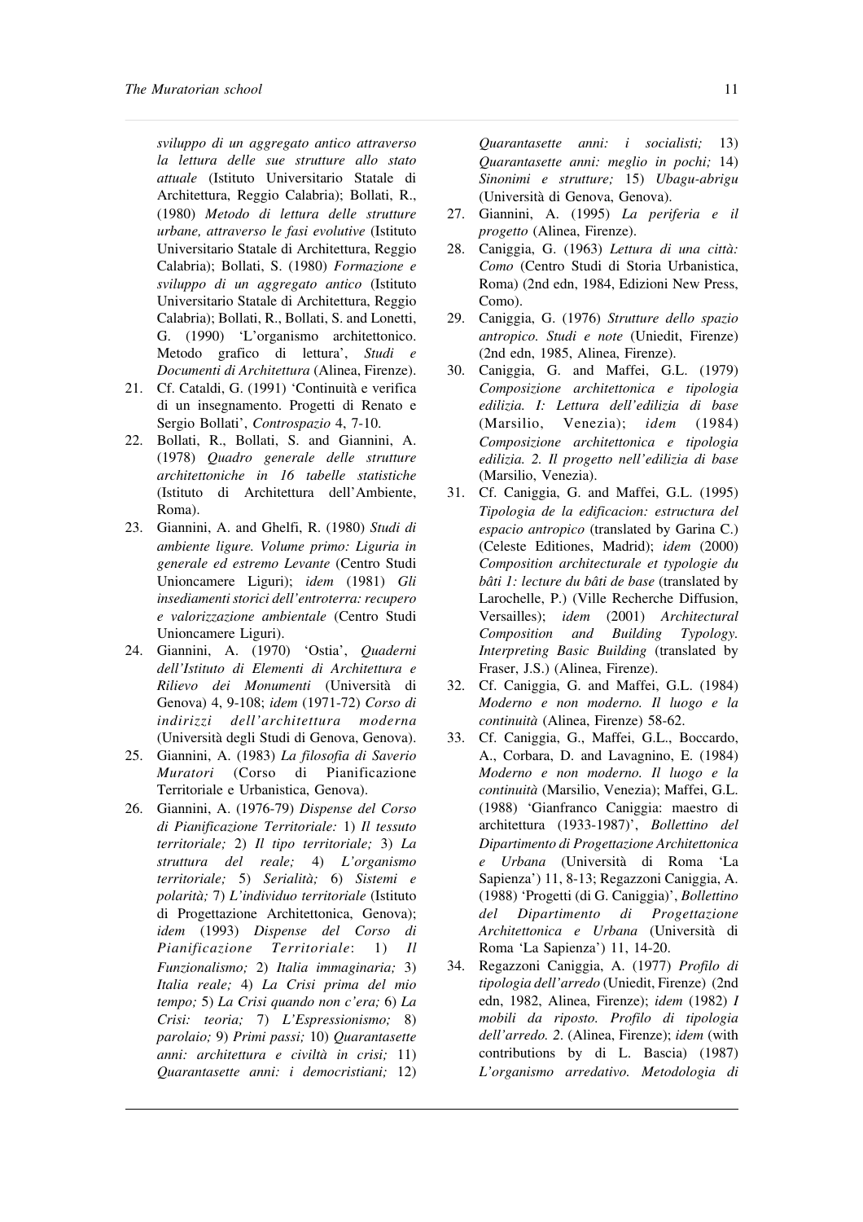*sviluppo di un aggregato antico attraverso la lettura delle sue strutture allo stato attuale* (Istituto Universitario Statale di Architettura, Reggio Calabria); Bollati, R., (1980) *Metodo di lettura delle strutture urbane, attraverso le fasi evolutive* (Istituto Universitario Statale di Architettura, Reggio Calabria); Bollati, S. (1980) *Formazione e sviluppo di un aggregato antico* (Istituto Universitario Statale di Architettura, Reggio Calabria); Bollati, R., Bollati, S. and Lonetti, G. (1990) 'L'organismo architettonico. Metodo grafico di lettura', *Studi e Documenti di Architettura* (Alinea, Firenze).

21. Cf. Cataldi, G. (1991) 'Continuità e verifica di un insegnamento. Progetti di Renato e Sergio Bollati', *Controspazio* 4, 7-10.
22. Bollati, R., Bollati, S. and Giannini, A. (1978) *Quadro generale delle strutture architettoniche in 16 tabelle statistiche* (Istituto di Architettura dell'Ambiente, Roma).
23. Giannini, A. and Ghelfi, R. (1980) *Studi di ambiente ligure. Volume primo: Liguria in generale ed estremo Levante* (Centro Studi Unioncamere Liguri); *idem* (1981) *Gli insediamenti storici dell'entroterra: recupero e valorizzazione ambientale* (Centro Studi Unioncamere Liguri).
24. Giannini, A. (1970) 'Ostia', *Quaderni dell'Istituto di Elementi di Architettura e Rilievo dei Monumenti* (Università di Genova) 4, 9-108; *idem* (1971-72) *Corso di indirizzi dell'architettura moderna* (Università degli Studi di Genova, Genova).
25. Giannini, A. (1983) *La filosofia di Saverio Muratori* (Corso di Pianificazione Territoriale e Urbanistica, Genova).
26. Giannini, A. (1976-79) *Dispense del Corso di Pianificazione Territoriale:* 1) *Il tessuto territoriale;* 2) *Il tipo territoriale;* 3) *La struttura del reale;* 4) *L'organismo territoriale;* 5) *Serialità;* 6) *Sistemi e polarità;* 7) *L'individuo territoriale* (Istituto di Progettazione Architettonica, Genova); *idem* (1993) *Dispense del Corso di Pianificazione Territoriale*: 1) *Il Funzionalismo;* 2) *Italia immaginaria;* 3) *Italia reale;* 4) *La Crisi prima del mio tempo;* 5) *La Crisi quando non c'era;* 6) *La Crisi: teoria;* 7) *L'Espressionismo;* 8) *parolaio;* 9) *Primi passi;* 10) *Quarantasette anni: architettura e civiltà in crisi;* 11) *Quarantasette anni: i democristiani;* 12) *Quarantasette anni: i socialisti;* 13) *Quarantasette anni: meglio in pochi;* 14) *Sinonimi e strutture;* 15) *Ubagu-abrigu* (Università di Genova, Genova).
27. Giannini, A. (1995) *La periferia e il progetto* (Alinea, Firenze).
28. Caniggia, G. (1963) *Lettura di una città: Como* (Centro Studi di Storia Urbanistica, Roma) (2nd edn, 1984, Edizioni New Press, Como).
29. Caniggia, G. (1976) *Strutture dello spazio antropico. Studi e note* (Uniedit, Firenze) (2nd edn, 1985, Alinea, Firenze).
30. Caniggia, G. and Maffei, G.L. (1979) *Composizione architettonica e tipologia edilizia. I: Lettura dell'edilizia di base* (Marsilio, Venezia); *idem* (1984) *Composizione architettonica e tipologia edilizia. 2. Il progetto nell'edilizia di base* (Marsilio, Venezia).
31. Cf. Caniggia, G. and Maffei, G.L. (1995) *Tipologia de la edificacion: estructura del espacio antropico* (translated by Garina C.) (Celeste Editiones, Madrid); *idem* (2000) *Composition architecturale et typologie du bâti 1: lecture du bâti de base* (translated by Larochelle, P.) (Ville Recherche Diffusion, Versailles); *idem* (2001) *Architectural Composition and Building Typology. Interpreting Basic Building* (translated by Fraser, J.S.) (Alinea, Firenze).
32. Cf. Caniggia, G. and Maffei, G.L. (1984) *Moderno e non moderno. Il luogo e la continuità* (Alinea, Firenze) 58-62.
33. Cf. Caniggia, G., Maffei, G.L., Boccardo, A., Corbara, D. and Lavagnino, E. (1984) *Moderno e non moderno. Il luogo e la continuità* (Marsilio, Venezia); Maffei, G.L. (1988) 'Gianfranco Caniggia: maestro di architettura (1933-1987)', *Bollettino del Dipartimento di Progettazione Architettonica e Urbana* (Università di Roma 'La Sapienza') 11, 8-13; Regazzoni Caniggia, A. (1988) 'Progetti (di G. Caniggia)', *Bollettino del Dipartimento di Progettazione Architettonica e Urbana* (Università di Roma 'La Sapienza') 11, 14-20.
34. Regazzoni Caniggia, A. (1977) *Profilo di tipologia dell'arredo* (Uniedit, Firenze) (2nd edn, 1982, Alinea, Firenze); *idem* (1982) *I mobili da riposto. Profilo di tipologia dell'arredo. 2.* (Alinea, Firenze); *idem* (with contributions by di L. Bascia) (1987) *L'organismo arredativo. Metodologia di*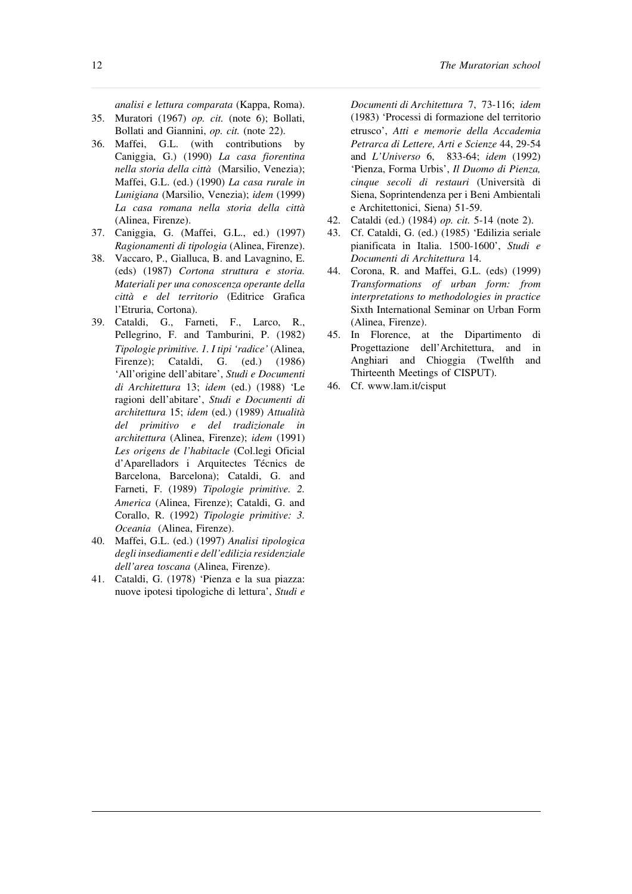*analisi e lettura comparata* (Kappa, Roma).

35. Muratori (1967) *op. cit.* (note 6); Bollati, Bollati and Giannini, *op. cit.* (note 22).
36. Maffei, G.L. (with contributions by Caniggia, G.) (1990) *La casa fiorentina nella storia della città* (Marsilio, Venezia); Maffei, G.L. (ed.) (1990) *La casa rurale in Lunigiana* (Marsilio, Venezia); *idem* (1999) *La casa romana nella storia della città* (Alinea, Firenze).
37. Caniggia, G. (Maffei, G.L., ed.) (1997) *Ragionamenti di tipologia* (Alinea, Firenze).
38. Vaccaro, P., Gialluca, B. and Lavagnino, E. (eds) (1987) *Cortona struttura e storia. Materiali per una conoscenza operante della città e del territorio* (Editrice Grafica l'Etruria, Cortona).
39. Cataldi, G., Farneti, F., Larco, R., Pellegrino, F. and Tamburini, P. (1982) *Tipologie primitive. 1. I tipi 'radice'* (Alinea, Firenze); Cataldi, G. (ed.) (1986) 'All'origine dell'abitare', *Studi e Documenti di Architettura* 13; *idem* (ed.) (1988) 'Le ragioni dell'abitare', *Studi e Documenti di architettura* 15; *idem* (ed.) (1989) *Attualità del primitivo e del tradizionale in architettura* (Alinea, Firenze); *idem* (1991) *Les origens de l'habitacle* (Col.legi Oficial d'Aparelladors i Arquitectes Técnics de Barcelona, Barcelona); Cataldi, G. and Farneti, F. (1989) *Tipologie primitive. 2. America* (Alinea, Firenze); Cataldi, G. and Corallo, R. (1992) *Tipologie primitive: 3. Oceania* (Alinea, Firenze).
40. Maffei, G.L. (ed.) (1997) *Analisi tipologica degli insediamenti e dell'edilizia residenziale dell'area toscana* (Alinea, Firenze).
41. Cataldi, G. (1978) 'Pienza e la sua piazza: nuove ipotesi tipologiche di lettura', *Studi e Documenti di Architettura* 7, 73-116; *idem* (1983) 'Processi di formazione del territorio etrusco', *Atti e memorie della Accademia Petrarca di Lettere, Arti e Scienze* 44, 29-54 and *L'Universo* 6, 833-64; *idem* (1992) 'Pienza, Forma Urbis', *Il Duomo di Pienza, cinque secoli di restauri* (Università di Siena, Soprintendenza per i Beni Ambientali e Architettonici, Siena) 51-59.
42. Cataldi (ed.) (1984) *op. cit.* 5-14 (note 2).
43. Cf. Cataldi, G. (ed.) (1985) 'Edilizia seriale pianificata in Italia. 1500-1600', *Studi e Documenti di Architettura* 14.
44. Corona, R. and Maffei, G.L. (eds) (1999) *Transformations of urban form: from interpretations to methodologies in practice* Sixth International Seminar on Urban Form (Alinea, Firenze).
45. In Florence, at the Dipartimento di Progettazione dell'Architettura, and in Anghiari and Chioggia (Twelfth and Thirteenth Meetings of CISPUT).
46. Cf. www.lam.it/cisput